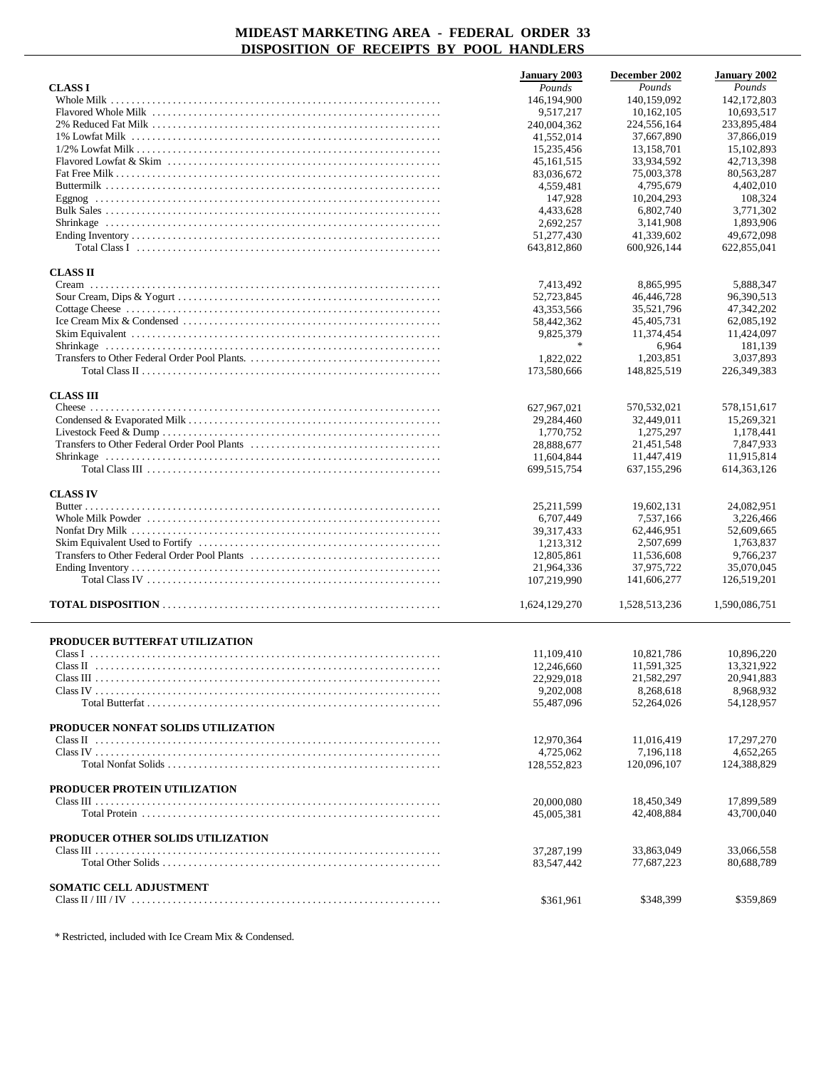# MIDEAST MARKETING AREA - FEDERAL ORDER 33
## DISPOSITION OF RECEIPTS BY POOL HANDLERS

| | January 2003 | December 2002 | January 2002 |
|---|---|---|---|
| | *Pounds* | *Pounds* | *Pounds* |
| **CLASS I** | | | |
| Whole Milk | 146,194,900 | 140,159,092 | 142,172,803 |
| Flavored Whole Milk | 9,517,217 | 10,162,105 | 10,693,517 |
| 2% Reduced Fat Milk | 240,004,362 | 224,556,164 | 233,895,484 |
| 1% Lowfat Milk | 41,552,014 | 37,667,890 | 37,866,019 |
| 1/2% Lowfat Milk | 15,235,456 | 13,158,701 | 15,102,893 |
| Flavored Lowfat & Skim | 45,161,515 | 33,934,592 | 42,713,398 |
| Fat Free Milk | 83,036,672 | 75,003,378 | 80,563,287 |
| Buttermilk | 4,559,481 | 4,795,679 | 4,402,010 |
| Eggnog | 147,928 | 10,204,293 | 108,324 |
| Bulk Sales | 4,433,628 | 6,802,740 | 3,771,302 |
| Shrinkage | 2,692,257 | 3,141,908 | 1,893,906 |
| Ending Inventory | 51,277,430 | 41,339,602 | 49,672,098 |
| Total Class I | 643,812,860 | 600,926,144 | 622,855,041 |
| **CLASS II** | | | |
| Cream | 7,413,492 | 8,865,995 | 5,888,347 |
| Sour Cream, Dips & Yogurt | 52,723,845 | 46,446,728 | 96,390,513 |
| Cottage Cheese | 43,353,566 | 35,521,796 | 47,342,202 |
| Ice Cream Mix & Condensed | 58,442,362 | 45,405,731 | 62,085,192 |
| Skim Equivalent | 9,825,379 | 11,374,454 | 11,424,097 |
| Shrinkage | * | 6,964 | 181,139 |
| Transfers to Other Federal Order Pool Plants. | 1,822,022 | 1,203,851 | 3,037,893 |
| Total Class II | 173,580,666 | 148,825,519 | 226,349,383 |
| **CLASS III** | | | |
| Cheese | 627,967,021 | 570,532,021 | 578,151,617 |
| Condensed & Evaporated Milk | 29,284,460 | 32,449,011 | 15,269,321 |
| Livestock Feed & Dump | 1,770,752 | 1,275,297 | 1,178,441 |
| Transfers to Other Federal Order Pool Plants | 28,888,677 | 21,451,548 | 7,847,933 |
| Shrinkage | 11,604,844 | 11,447,419 | 11,915,814 |
| Total Class III | 699,515,754 | 637,155,296 | 614,363,126 |
| **CLASS IV** | | | |
| Butter | 25,211,599 | 19,602,131 | 24,082,951 |
| Whole Milk Powder | 6,707,449 | 7,537,166 | 3,226,466 |
| Nonfat Dry Milk | 39,317,433 | 62,446,951 | 52,609,665 |
| Skim Equivalent Used to Fortify | 1,213,312 | 2,507,699 | 1,763,837 |
| Transfers to Other Federal Order Pool Plants | 12,805,861 | 11,536,608 | 9,766,237 |
| Ending Inventory | 21,964,336 | 37,975,722 | 35,070,045 |
| Total Class IV | 107,219,990 | 141,606,277 | 126,519,201 |
| **TOTAL DISPOSITION** | 1,624,129,270 | 1,528,513,236 | 1,590,086,751 |

| | January 2003 | December 2002 | January 2002 |
|---|---|---|---|
| **PRODUCER BUTTERFAT UTILIZATION** | | | |
| Class I | 11,109,410 | 10,821,786 | 10,896,220 |
| Class II | 12,246,660 | 11,591,325 | 13,321,922 |
| Class III | 22,929,018 | 21,582,297 | 20,941,883 |
| Class IV | 9,202,008 | 8,268,618 | 8,968,932 |
| Total Butterfat | 55,487,096 | 52,264,026 | 54,128,957 |
| **PRODUCER NONFAT SOLIDS UTILIZATION** | | | |
| Class II | 12,970,364 | 11,016,419 | 17,297,270 |
| Class IV | 4,725,062 | 7,196,118 | 4,652,265 |
| Total Nonfat Solids | 128,552,823 | 120,096,107 | 124,388,829 |
| **PRODUCER PROTEIN UTILIZATION** | | | |
| Class III | 20,000,080 | 18,450,349 | 17,899,589 |
| Total Protein | 45,005,381 | 42,408,884 | 43,700,040 |
| **PRODUCER OTHER SOLIDS UTILIZATION** | | | |
| Class III | 37,287,199 | 33,863,049 | 33,066,558 |
| Total Other Solids | 83,547,442 | 77,687,223 | 80,688,789 |
| **SOMATIC CELL ADJUSTMENT** | | | |
| Class II / III / IV | $361,961 | $348,399 | $359,869 |

\* Restricted, included with Ice Cream Mix & Condensed.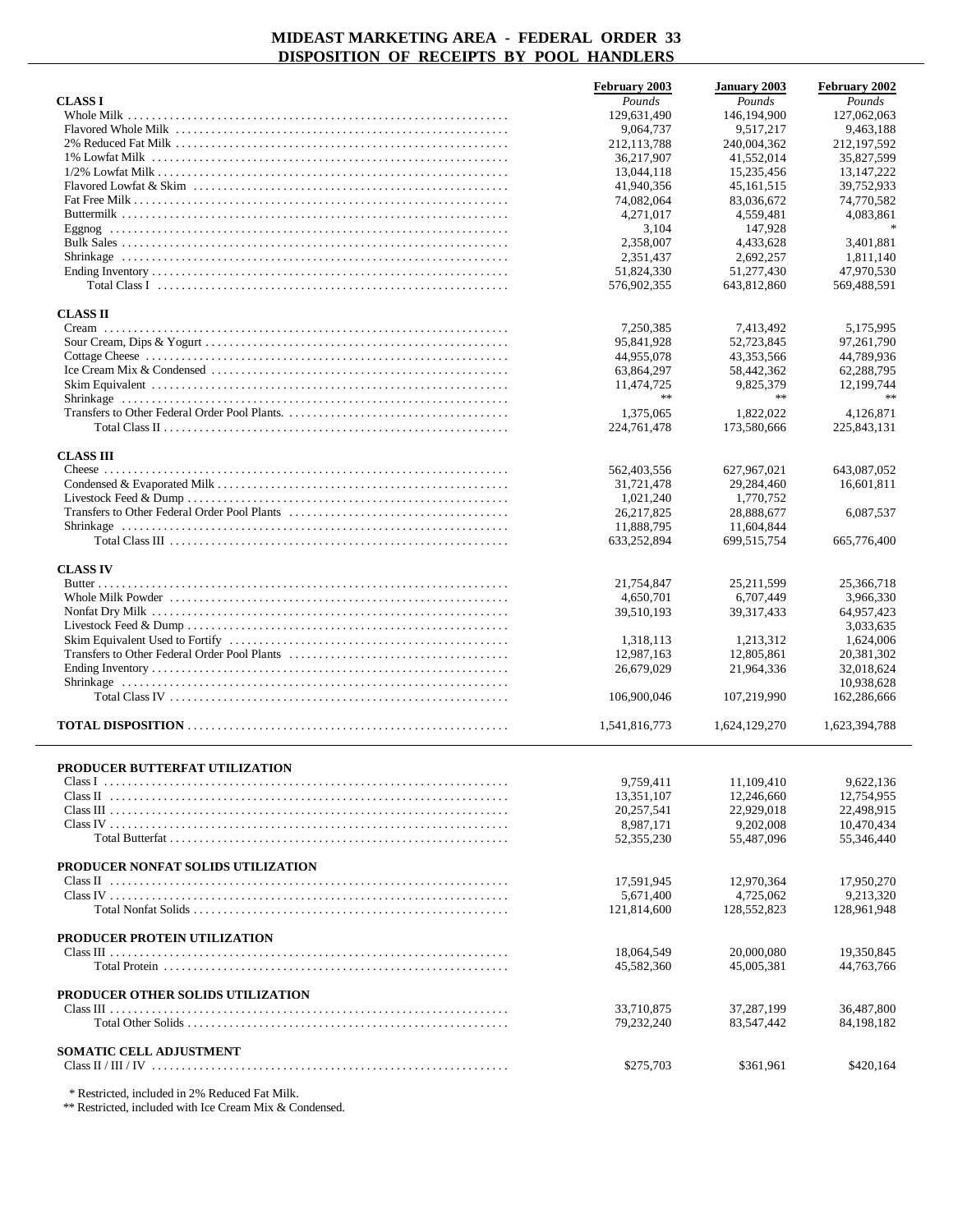# MIDEAST MARKETING AREA - FEDERAL ORDER 33
## DISPOSITION OF RECEIPTS BY POOL HANDLERS

| | February 2003 | January 2003 | February 2002 |
|---|---|---|---|
| | *Pounds* | *Pounds* | *Pounds* |
| **CLASS I** | | | |
| Whole Milk | 129,631,490 | 146,194,900 | 127,062,063 |
| Flavored Whole Milk | 9,064,737 | 9,517,217 | 9,463,188 |
| 2% Reduced Fat Milk | 212,113,788 | 240,004,362 | 212,197,592 |
| 1% Lowfat Milk | 36,217,907 | 41,552,014 | 35,827,599 |
| 1/2% Lowfat Milk | 13,044,118 | 15,235,456 | 13,147,222 |
| Flavored Lowfat & Skim | 41,940,356 | 45,161,515 | 39,752,933 |
| Fat Free Milk | 74,082,064 | 83,036,672 | 74,770,582 |
| Buttermilk | 4,271,017 | 4,559,481 | 4,083,861 |
| Eggnog | 3,104 | 147,928 | * |
| Bulk Sales | 2,358,007 | 4,433,628 | 3,401,881 |
| Shrinkage | 2,351,437 | 2,692,257 | 1,811,140 |
| Ending Inventory | 51,824,330 | 51,277,430 | 47,970,530 |
| Total Class I | 576,902,355 | 643,812,860 | 569,488,591 |
| **CLASS II** | | | |
| Cream | 7,250,385 | 7,413,492 | 5,175,995 |
| Sour Cream, Dips & Yogurt | 95,841,928 | 52,723,845 | 97,261,790 |
| Cottage Cheese | 44,955,078 | 43,353,566 | 44,789,936 |
| Ice Cream Mix & Condensed | 63,864,297 | 58,442,362 | 62,288,795 |
| Skim Equivalent | 11,474,725 | 9,825,379 | 12,199,744 |
| Shrinkage | ** | ** | ** |
| Transfers to Other Federal Order Pool Plants. | 1,375,065 | 1,822,022 | 4,126,871 |
| Total Class II | 224,761,478 | 173,580,666 | 225,843,131 |
| **CLASS III** | | | |
| Cheese | 562,403,556 | 627,967,021 | 643,087,052 |
| Condensed & Evaporated Milk | 31,721,478 | 29,284,460 | 16,601,811 |
| Livestock Feed & Dump | 1,021,240 | 1,770,752 | |
| Transfers to Other Federal Order Pool Plants | 26,217,825 | 28,888,677 | 6,087,537 |
| Shrinkage | 11,888,795 | 11,604,844 | |
| Total Class III | 633,252,894 | 699,515,754 | 665,776,400 |
| **CLASS IV** | | | |
| Butter | 21,754,847 | 25,211,599 | 25,366,718 |
| Whole Milk Powder | 4,650,701 | 6,707,449 | 3,966,330 |
| Nonfat Dry Milk | 39,510,193 | 39,317,433 | 64,957,423 |
| Livestock Feed & Dump | | | 3,033,635 |
| Skim Equivalent Used to Fortify | 1,318,113 | 1,213,312 | 1,624,006 |
| Transfers to Other Federal Order Pool Plants | 12,987,163 | 12,805,861 | 20,381,302 |
| Ending Inventory | 26,679,029 | 21,964,336 | 32,018,624 |
| Shrinkage | | | 10,938,628 |
| Total Class IV | 106,900,046 | 107,219,990 | 162,286,666 |
| **TOTAL DISPOSITION** | 1,541,816,773 | 1,624,129,270 | 1,623,394,788 |

| | February 2003 | January 2003 | February 2002 |
|---|---|---|---|
| **PRODUCER BUTTERFAT UTILIZATION** | | | |
| Class I | 9,759,411 | 11,109,410 | 9,622,136 |
| Class II | 13,351,107 | 12,246,660 | 12,754,955 |
| Class III | 20,257,541 | 22,929,018 | 22,498,915 |
| Class IV | 8,987,171 | 9,202,008 | 10,470,434 |
| Total Butterfat | 52,355,230 | 55,487,096 | 55,346,440 |
| **PRODUCER NONFAT SOLIDS UTILIZATION** | | | |
| Class II | 17,591,945 | 12,970,364 | 17,950,270 |
| Class IV | 5,671,400 | 4,725,062 | 9,213,320 |
| Total Nonfat Solids | 121,814,600 | 128,552,823 | 128,961,948 |
| **PRODUCER PROTEIN UTILIZATION** | | | |
| Class III | 18,064,549 | 20,000,080 | 19,350,845 |
| Total Protein | 45,582,360 | 45,005,381 | 44,763,766 |
| **PRODUCER OTHER SOLIDS UTILIZATION** | | | |
| Class III | 33,710,875 | 37,287,199 | 36,487,800 |
| Total Other Solids | 79,232,240 | 83,547,442 | 84,198,182 |
| **SOMATIC CELL ADJUSTMENT** | | | |
| Class II / III / IV | $275,703 | $361,961 | $420,164 |

\* Restricted, included in 2% Reduced Fat Milk.

** Restricted, included with Ice Cream Mix & Condensed.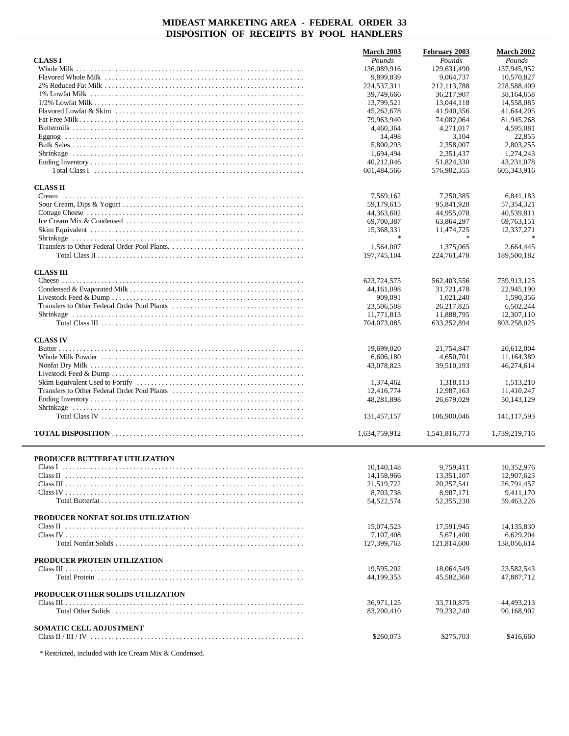# MIDEAST MARKETING AREA - FEDERAL ORDER 33
## DISPOSITION OF RECEIPTS BY POOL HANDLERS

| | March 2003 | February 2003 | March 2002 |
|---|---|---|---|
| | *Pounds* | *Pounds* | *Pounds* |
| **CLASS I** | | | |
| Whole Milk | 136,089,916 | 129,631,490 | 137,945,952 |
| Flavored Whole Milk | 9,899,839 | 9,064,737 | 10,570,827 |
| 2% Reduced Fat Milk | 224,537,311 | 212,113,788 | 228,588,409 |
| 1% Lowfat Milk | 39,749,666 | 36,217,907 | 38,164,658 |
| 1/2% Lowfat Milk | 13,799,521 | 13,044,118 | 14,558,085 |
| Flavored Lowfat & Skim | 45,262,678 | 41,940,356 | 41,644,205 |
| Fat Free Milk | 79,963,940 | 74,082,064 | 81,945,268 |
| Buttermilk | 4,460,364 | 4,271,017 | 4,595,081 |
| Eggnog | 14,498 | 3,104 | 22,855 |
| Bulk Sales | 5,800,293 | 2,358,007 | 2,803,255 |
| Shrinkage | 1,694,494 | 2,351,437 | 1,274,243 |
| Ending Inventory | 40,212,046 | 51,824,330 | 43,231,078 |
| Total Class I | 601,484,566 | 576,902,355 | 605,343,916 |
| **CLASS II** | | | |
| Cream | 7,569,162 | 7,250,385 | 6,841,183 |
| Sour Cream, Dips & Yogurt | 59,179,615 | 95,841,928 | 57,354,321 |
| Cottage Cheese | 44,363,602 | 44,955,078 | 40,539,811 |
| Ice Cream Mix & Condensed | 69,700,387 | 63,864,297 | 69,763,151 |
| Skim Equivalent | 15,368,331 | 11,474,725 | 12,337,271 |
| Shrinkage | * | * | * |
| Transfers to Other Federal Order Pool Plants. | 1,564,007 | 1,375,065 | 2,664,445 |
| Total Class II | 197,745,104 | 224,761,478 | 189,500,182 |
| **CLASS III** | | | |
| Cheese | 623,724,575 | 562,403,556 | 759,913,125 |
| Condensed & Evaporated Milk | 44,161,098 | 31,721,478 | 22,945,190 |
| Livestock Feed & Dump | 909,091 | 1,021,240 | 1,590,356 |
| Transfers to Other Federal Order Pool Plants | 23,506,508 | 26,217,825 | 6,502,244 |
| Shrinkage | 11,771,813 | 11,888,795 | 12,307,110 |
| Total Class III | 704,073,085 | 633,252,894 | 803,258,025 |
| **CLASS IV** | | | |
| Butter | 19,699,020 | 21,754,847 | 20,612,004 |
| Whole Milk Powder | 6,606,180 | 4,650,701 | 11,164,389 |
| Nonfat Dry Milk | 43,078,823 | 39,510,193 | 46,274,614 |
| Livestock Feed & Dump | | | |
| Skim Equivalent Used to Fortify | 1,374,462 | 1,318,113 | 1,513,210 |
| Transfers to Other Federal Order Pool Plants | 12,416,774 | 12,987,163 | 11,410,247 |
| Ending Inventory | 48,281,898 | 26,679,029 | 50,143,129 |
| Shrinkage | | | |
| Total Class IV | 131,457,157 | 106,900,046 | 141,117,593 |
| **TOTAL DISPOSITION** | 1,634,759,912 | 1,541,816,773 | 1,739,219,716 |

| | March 2003 | February 2003 | March 2002 |
|---|---|---|---|
| **PRODUCER BUTTERFAT UTILIZATION** | | | |
| Class I | 10,140,148 | 9,759,411 | 10,352,976 |
| Class II | 14,158,966 | 13,351,107 | 12,907,623 |
| Class III | 21,519,722 | 20,257,541 | 26,791,457 |
| Class IV | 8,703,738 | 8,987,171 | 9,411,170 |
| Total Butterfat | 54,522,574 | 52,355,230 | 59,463,226 |
| **PRODUCER NONFAT SOLIDS UTILIZATION** | | | |
| Class II | 15,074,523 | 17,591,945 | 14,135,830 |
| Class IV | 7,107,408 | 5,671,400 | 6,629,204 |
| Total Nonfat Solids | 127,399,763 | 121,814,600 | 138,056,614 |
| **PRODUCER PROTEIN UTILIZATION** | | | |
| Class III | 19,595,202 | 18,064,549 | 23,582,543 |
| Total Protein | 44,199,353 | 45,582,360 | 47,887,712 |
| **PRODUCER OTHER SOLIDS UTILIZATION** | | | |
| Class III | 36,971,125 | 33,710,875 | 44,493,213 |
| Total Other Solids | 83,200,410 | 79,232,240 | 90,168,902 |
| **SOMATIC CELL ADJUSTMENT** | | | |
| Class II / III / IV | $260,073 | $275,703 | $416,660 |

\* Restricted, included with Ice Cream Mix & Condensed.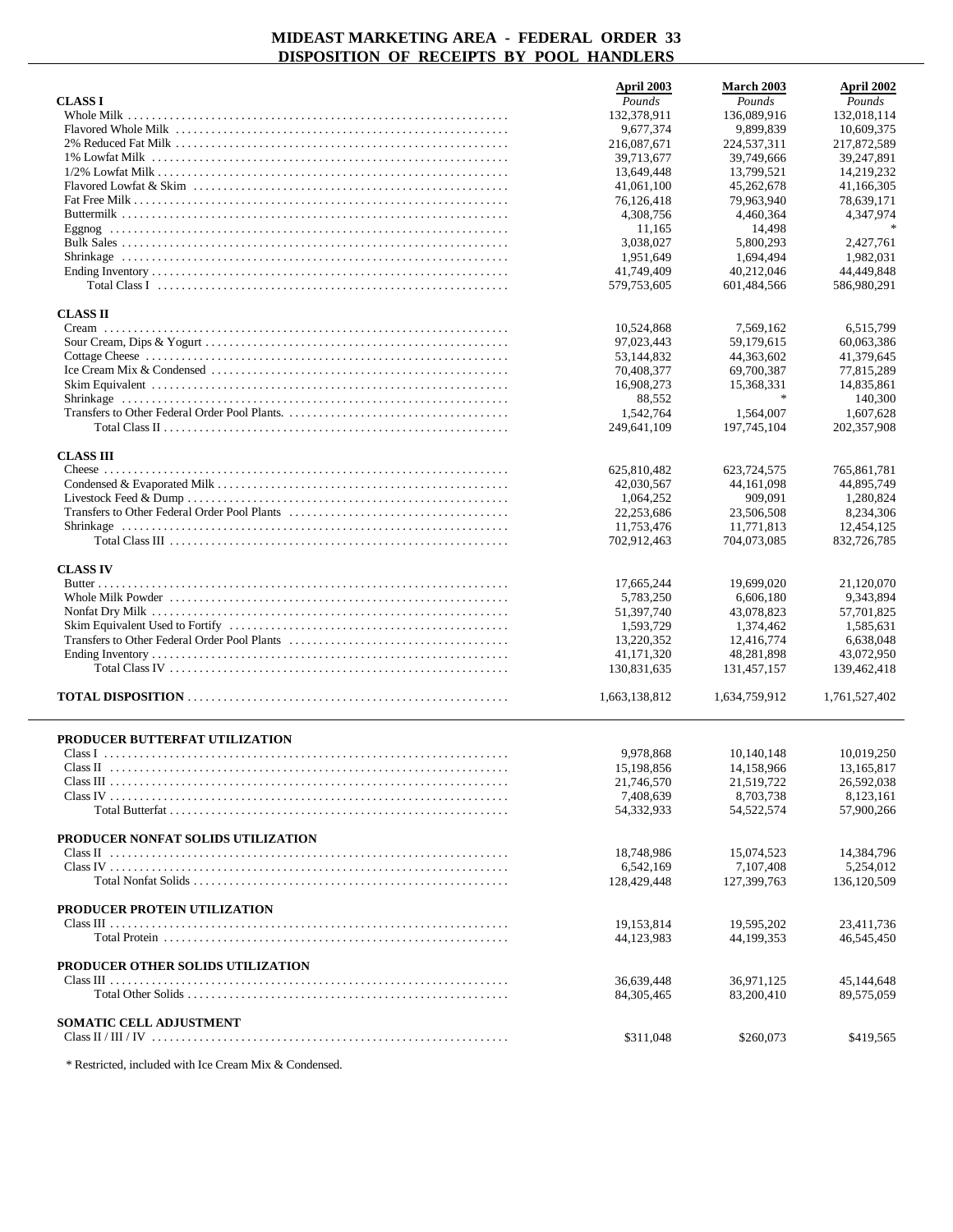# MIDEAST MARKETING AREA - FEDERAL ORDER 33
## DISPOSITION OF RECEIPTS BY POOL HANDLERS

| | April 2003 | March 2003 | April 2002 |
|---|---|---|---|
| | *Pounds* | *Pounds* | *Pounds* |
| **CLASS I** | | | |
| Whole Milk | 132,378,911 | 136,089,916 | 132,018,114 |
| Flavored Whole Milk | 9,677,374 | 9,899,839 | 10,609,375 |
| 2% Reduced Fat Milk | 216,087,671 | 224,537,311 | 217,872,589 |
| 1% Lowfat Milk | 39,713,677 | 39,749,666 | 39,247,891 |
| 1/2% Lowfat Milk | 13,649,448 | 13,799,521 | 14,219,232 |
| Flavored Lowfat & Skim | 41,061,100 | 45,262,678 | 41,166,305 |
| Fat Free Milk | 76,126,418 | 79,963,940 | 78,639,171 |
| Buttermilk | 4,308,756 | 4,460,364 | 4,347,974 |
| Eggnog | 11,165 | 14,498 | * |
| Bulk Sales | 3,038,027 | 5,800,293 | 2,427,761 |
| Shrinkage | 1,951,649 | 1,694,494 | 1,982,031 |
| Ending Inventory | 41,749,409 | 40,212,046 | 44,449,848 |
| Total Class I | 579,753,605 | 601,484,566 | 586,980,291 |
| **CLASS II** | | | |
| Cream | 10,524,868 | 7,569,162 | 6,515,799 |
| Sour Cream, Dips & Yogurt | 97,023,443 | 59,179,615 | 60,063,386 |
| Cottage Cheese | 53,144,832 | 44,363,602 | 41,379,645 |
| Ice Cream Mix & Condensed | 70,408,377 | 69,700,387 | 77,815,289 |
| Skim Equivalent | 16,908,273 | 15,368,331 | 14,835,861 |
| Shrinkage | 88,552 | * | 140,300 |
| Transfers to Other Federal Order Pool Plants. | 1,542,764 | 1,564,007 | 1,607,628 |
| Total Class II | 249,641,109 | 197,745,104 | 202,357,908 |
| **CLASS III** | | | |
| Cheese | 625,810,482 | 623,724,575 | 765,861,781 |
| Condensed & Evaporated Milk | 42,030,567 | 44,161,098 | 44,895,749 |
| Livestock Feed & Dump | 1,064,252 | 909,091 | 1,280,824 |
| Transfers to Other Federal Order Pool Plants | 22,253,686 | 23,506,508 | 8,234,306 |
| Shrinkage | 11,753,476 | 11,771,813 | 12,454,125 |
| Total Class III | 702,912,463 | 704,073,085 | 832,726,785 |
| **CLASS IV** | | | |
| Butter | 17,665,244 | 19,699,020 | 21,120,070 |
| Whole Milk Powder | 5,783,250 | 6,606,180 | 9,343,894 |
| Nonfat Dry Milk | 51,397,740 | 43,078,823 | 57,701,825 |
| Skim Equivalent Used to Fortify | 1,593,729 | 1,374,462 | 1,585,631 |
| Transfers to Other Federal Order Pool Plants | 13,220,352 | 12,416,774 | 6,638,048 |
| Ending Inventory | 41,171,320 | 48,281,898 | 43,072,950 |
| Total Class IV | 130,831,635 | 131,457,157 | 139,462,418 |
| **TOTAL DISPOSITION** | 1,663,138,812 | 1,634,759,912 | 1,761,527,402 |

| | April 2003 | March 2003 | April 2002 |
|---|---|---|---|
| **PRODUCER BUTTERFAT UTILIZATION** | | | |
| Class I | 9,978,868 | 10,140,148 | 10,019,250 |
| Class II | 15,198,856 | 14,158,966 | 13,165,817 |
| Class III | 21,746,570 | 21,519,722 | 26,592,038 |
| Class IV | 7,408,639 | 8,703,738 | 8,123,161 |
| Total Butterfat | 54,332,933 | 54,522,574 | 57,900,266 |
| **PRODUCER NONFAT SOLIDS UTILIZATION** | | | |
| Class II | 18,748,986 | 15,074,523 | 14,384,796 |
| Class IV | 6,542,169 | 7,107,408 | 5,254,012 |
| Total Nonfat Solids | 128,429,448 | 127,399,763 | 136,120,509 |
| **PRODUCER PROTEIN UTILIZATION** | | | |
| Class III | 19,153,814 | 19,595,202 | 23,411,736 |
| Total Protein | 44,123,983 | 44,199,353 | 46,545,450 |
| **PRODUCER OTHER SOLIDS UTILIZATION** | | | |
| Class III | 36,639,448 | 36,971,125 | 45,144,648 |
| Total Other Solids | 84,305,465 | 83,200,410 | 89,575,059 |
| **SOMATIC CELL ADJUSTMENT** | | | |
| Class II / III / IV | $311,048 | $260,073 | $419,565 |

\* Restricted, included with Ice Cream Mix & Condensed.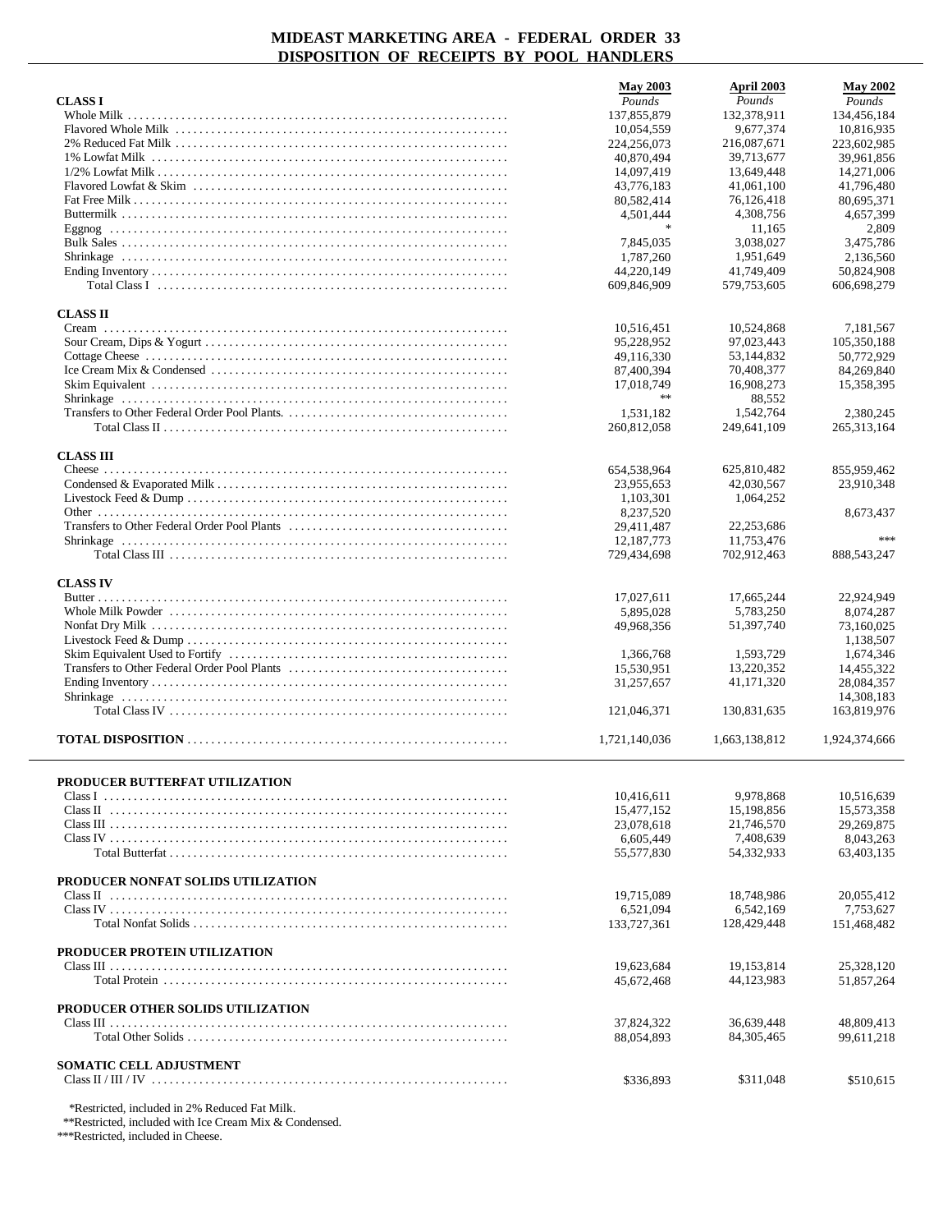# MIDEAST MARKETING AREA - FEDERAL ORDER 33
## DISPOSITION OF RECEIPTS BY POOL HANDLERS

| | May 2003 | April 2003 | May 2002 |
|---|---|---|---|
| **CLASS I** | *Pounds* | *Pounds* | *Pounds* |
| Whole Milk | 137,855,879 | 132,378,911 | 134,456,184 |
| Flavored Whole Milk | 10,054,559 | 9,677,374 | 10,816,935 |
| 2% Reduced Fat Milk | 224,256,073 | 216,087,671 | 223,602,985 |
| 1% Lowfat Milk | 40,870,494 | 39,713,677 | 39,961,856 |
| 1/2% Lowfat Milk | 14,097,419 | 13,649,448 | 14,271,006 |
| Flavored Lowfat & Skim | 43,776,183 | 41,061,100 | 41,796,480 |
| Fat Free Milk | 80,582,414 | 76,126,418 | 80,695,371 |
| Buttermilk | 4,501,444 | 4,308,756 | 4,657,399 |
| Eggnog | * | 11,165 | 2,809 |
| Bulk Sales | 7,845,035 | 3,038,027 | 3,475,786 |
| Shrinkage | 1,787,260 | 1,951,649 | 2,136,560 |
| Ending Inventory | 44,220,149 | 41,749,409 | 50,824,908 |
| Total Class I | 609,846,909 | 579,753,605 | 606,698,279 |
| **CLASS II** | | | |
| Cream | 10,516,451 | 10,524,868 | 7,181,567 |
| Sour Cream, Dips & Yogurt | 95,228,952 | 97,023,443 | 105,350,188 |
| Cottage Cheese | 49,116,330 | 53,144,832 | 50,772,929 |
| Ice Cream Mix & Condensed | 87,400,394 | 70,408,377 | 84,269,840 |
| Skim Equivalent | 17,018,749 | 16,908,273 | 15,358,395 |
| Shrinkage | ** | 88,552 | |
| Transfers to Other Federal Order Pool Plants. | 1,531,182 | 1,542,764 | 2,380,245 |
| Total Class II | 260,812,058 | 249,641,109 | 265,313,164 |
| **CLASS III** | | | |
| Cheese | 654,538,964 | 625,810,482 | 855,959,462 |
| Condensed & Evaporated Milk | 23,955,653 | 42,030,567 | 23,910,348 |
| Livestock Feed & Dump | 1,103,301 | 1,064,252 | |
| Other | 8,237,520 | | 8,673,437 |
| Transfers to Other Federal Order Pool Plants | 29,411,487 | 22,253,686 | |
| Shrinkage | 12,187,773 | 11,753,476 | *** |
| Total Class III | 729,434,698 | 702,912,463 | 888,543,247 |
| **CLASS IV** | | | |
| Butter | 17,027,611 | 17,665,244 | 22,924,949 |
| Whole Milk Powder | 5,895,028 | 5,783,250 | 8,074,287 |
| Nonfat Dry Milk | 49,968,356 | 51,397,740 | 73,160,025 |
| Livestock Feed & Dump | | | 1,138,507 |
| Skim Equivalent Used to Fortify | 1,366,768 | 1,593,729 | 1,674,346 |
| Transfers to Other Federal Order Pool Plants | 15,530,951 | 13,220,352 | 14,455,322 |
| Ending Inventory | 31,257,657 | 41,171,320 | 28,084,357 |
| Shrinkage | | | 14,308,183 |
| Total Class IV | 121,046,371 | 130,831,635 | 163,819,976 |
| **TOTAL DISPOSITION** | 1,721,140,036 | 1,663,138,812 | 1,924,374,666 |
| **PRODUCER BUTTERFAT UTILIZATION** | | | |
| Class I | 10,416,611 | 9,978,868 | 10,516,639 |
| Class II | 15,477,152 | 15,198,856 | 15,573,358 |
| Class III | 23,078,618 | 21,746,570 | 29,269,875 |
| Class IV | 6,605,449 | 7,408,639 | 8,043,263 |
| Total Butterfat | 55,577,830 | 54,332,933 | 63,403,135 |
| **PRODUCER NONFAT SOLIDS UTILIZATION** | | | |
| Class II | 19,715,089 | 18,748,986 | 20,055,412 |
| Class IV | 6,521,094 | 6,542,169 | 7,753,627 |
| Total Nonfat Solids | 133,727,361 | 128,429,448 | 151,468,482 |
| **PRODUCER PROTEIN UTILIZATION** | | | |
| Class III | 19,623,684 | 19,153,814 | 25,328,120 |
| Total Protein | 45,672,468 | 44,123,983 | 51,857,264 |
| **PRODUCER OTHER SOLIDS UTILIZATION** | | | |
| Class III | 37,824,322 | 36,639,448 | 48,809,413 |
| Total Other Solids | 88,054,893 | 84,305,465 | 99,611,218 |
| **SOMATIC CELL ADJUSTMENT** | | | |
| Class II / III / IV | $336,893 | $311,048 | $510,615 |

*Restricted, included in 2% Reduced Fat Milk.
**Restricted, included with Ice Cream Mix & Condensed.
***Restricted, included in Cheese.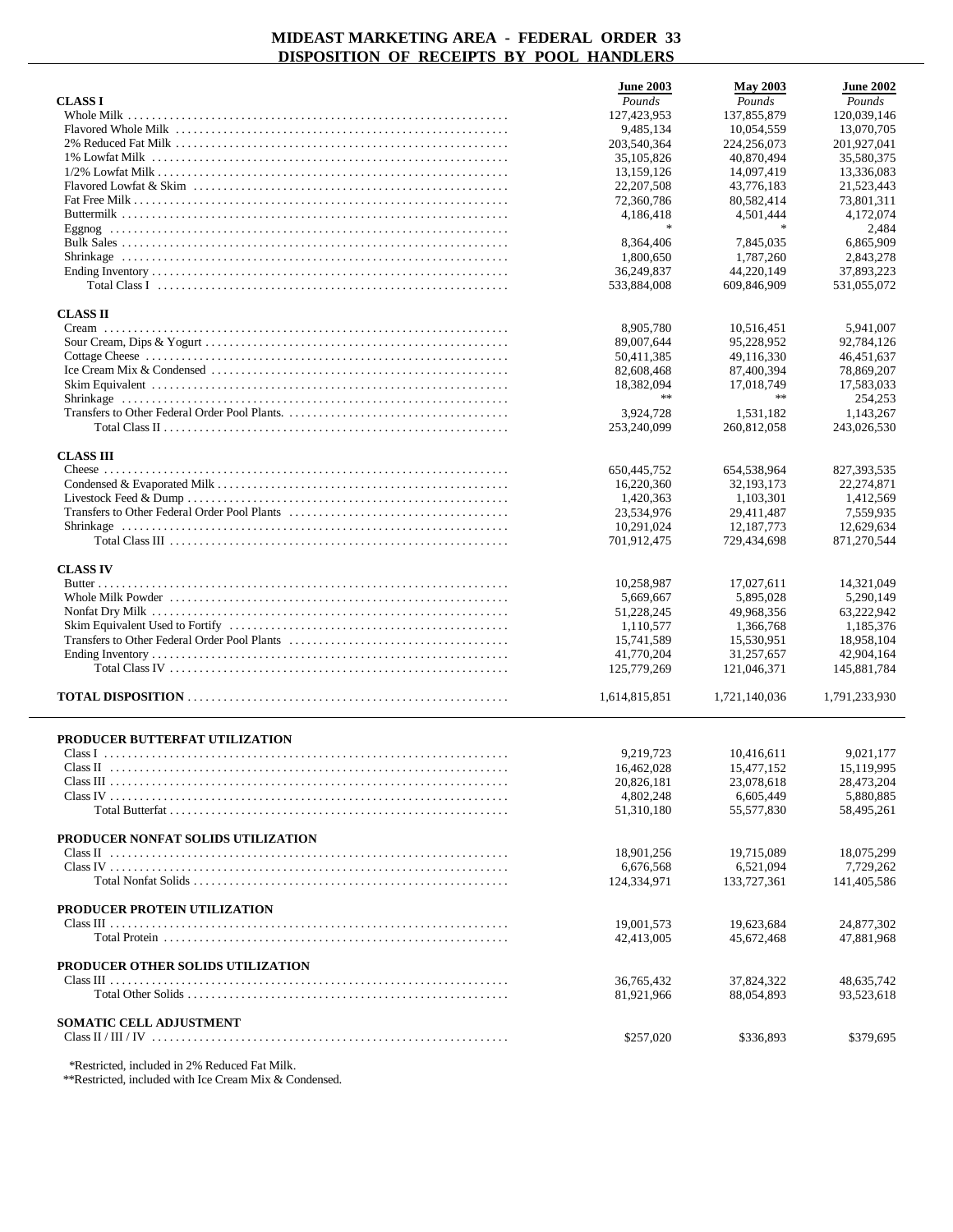# MIDEAST MARKETING AREA - FEDERAL ORDER 33
## DISPOSITION OF RECEIPTS BY POOL HANDLERS

| | June 2003 | May 2003 | June 2002 |
|---|---|---|---|
| | *Pounds* | *Pounds* | *Pounds* |
| **CLASS I** | | | |
| Whole Milk | 127,423,953 | 137,855,879 | 120,039,146 |
| Flavored Whole Milk | 9,485,134 | 10,054,559 | 13,070,705 |
| 2% Reduced Fat Milk | 203,540,364 | 224,256,073 | 201,927,041 |
| 1% Lowfat Milk | 35,105,826 | 40,870,494 | 35,580,375 |
| 1/2% Lowfat Milk | 13,159,126 | 14,097,419 | 13,336,083 |
| Flavored Lowfat & Skim | 22,207,508 | 43,776,183 | 21,523,443 |
| Fat Free Milk | 72,360,786 | 80,582,414 | 73,801,311 |
| Buttermilk | 4,186,418 | 4,501,444 | 4,172,074 |
| Eggnog | * | * | 2,484 |
| Bulk Sales | 8,364,406 | 7,845,035 | 6,865,909 |
| Shrinkage | 1,800,650 | 1,787,260 | 2,843,278 |
| Ending Inventory | 36,249,837 | 44,220,149 | 37,893,223 |
| Total Class I | 533,884,008 | 609,846,909 | 531,055,072 |
| **CLASS II** | | | |
| Cream | 8,905,780 | 10,516,451 | 5,941,007 |
| Sour Cream, Dips & Yogurt | 89,007,644 | 95,228,952 | 92,784,126 |
| Cottage Cheese | 50,411,385 | 49,116,330 | 46,451,637 |
| Ice Cream Mix & Condensed | 82,608,468 | 87,400,394 | 78,869,207 |
| Skim Equivalent | 18,382,094 | 17,018,749 | 17,583,033 |
| Shrinkage | ** | ** | 254,253 |
| Transfers to Other Federal Order Pool Plants. | 3,924,728 | 1,531,182 | 1,143,267 |
| Total Class II | 253,240,099 | 260,812,058 | 243,026,530 |
| **CLASS III** | | | |
| Cheese | 650,445,752 | 654,538,964 | 827,393,535 |
| Condensed & Evaporated Milk | 16,220,360 | 32,193,173 | 22,274,871 |
| Livestock Feed & Dump | 1,420,363 | 1,103,301 | 1,412,569 |
| Transfers to Other Federal Order Pool Plants | 23,534,976 | 29,411,487 | 7,559,935 |
| Shrinkage | 10,291,024 | 12,187,773 | 12,629,634 |
| Total Class III | 701,912,475 | 729,434,698 | 871,270,544 |
| **CLASS IV** | | | |
| Butter | 10,258,987 | 17,027,611 | 14,321,049 |
| Whole Milk Powder | 5,669,667 | 5,895,028 | 5,290,149 |
| Nonfat Dry Milk | 51,228,245 | 49,968,356 | 63,222,942 |
| Skim Equivalent Used to Fortify | 1,110,577 | 1,366,768 | 1,185,376 |
| Transfers to Other Federal Order Pool Plants | 15,741,589 | 15,530,951 | 18,958,104 |
| Ending Inventory | 41,770,204 | 31,257,657 | 42,904,164 |
| Total Class IV | 125,779,269 | 121,046,371 | 145,881,784 |
| **TOTAL DISPOSITION** | 1,614,815,851 | 1,721,140,036 | 1,791,233,930 |

| | June 2003 | May 2003 | June 2002 |
|---|---|---|---|
| **PRODUCER BUTTERFAT UTILIZATION** | | | |
| Class I | 9,219,723 | 10,416,611 | 9,021,177 |
| Class II | 16,462,028 | 15,477,152 | 15,119,995 |
| Class III | 20,826,181 | 23,078,618 | 28,473,204 |
| Class IV | 4,802,248 | 6,605,449 | 5,880,885 |
| Total Butterfat | 51,310,180 | 55,577,830 | 58,495,261 |
| **PRODUCER NONFAT SOLIDS UTILIZATION** | | | |
| Class II | 18,901,256 | 19,715,089 | 18,075,299 |
| Class IV | 6,676,568 | 6,521,094 | 7,729,262 |
| Total Nonfat Solids | 124,334,971 | 133,727,361 | 141,405,586 |
| **PRODUCER PROTEIN UTILIZATION** | | | |
| Class III | 19,001,573 | 19,623,684 | 24,877,302 |
| Total Protein | 42,413,005 | 45,672,468 | 47,881,968 |
| **PRODUCER OTHER SOLIDS UTILIZATION** | | | |
| Class III | 36,765,432 | 37,824,322 | 48,635,742 |
| Total Other Solids | 81,921,966 | 88,054,893 | 93,523,618 |
| **SOMATIC CELL ADJUSTMENT** | | | |
| Class II / III / IV | $257,020 | $336,893 | $379,695 |

*Restricted, included in 2% Reduced Fat Milk.

**Restricted, included with Ice Cream Mix & Condensed.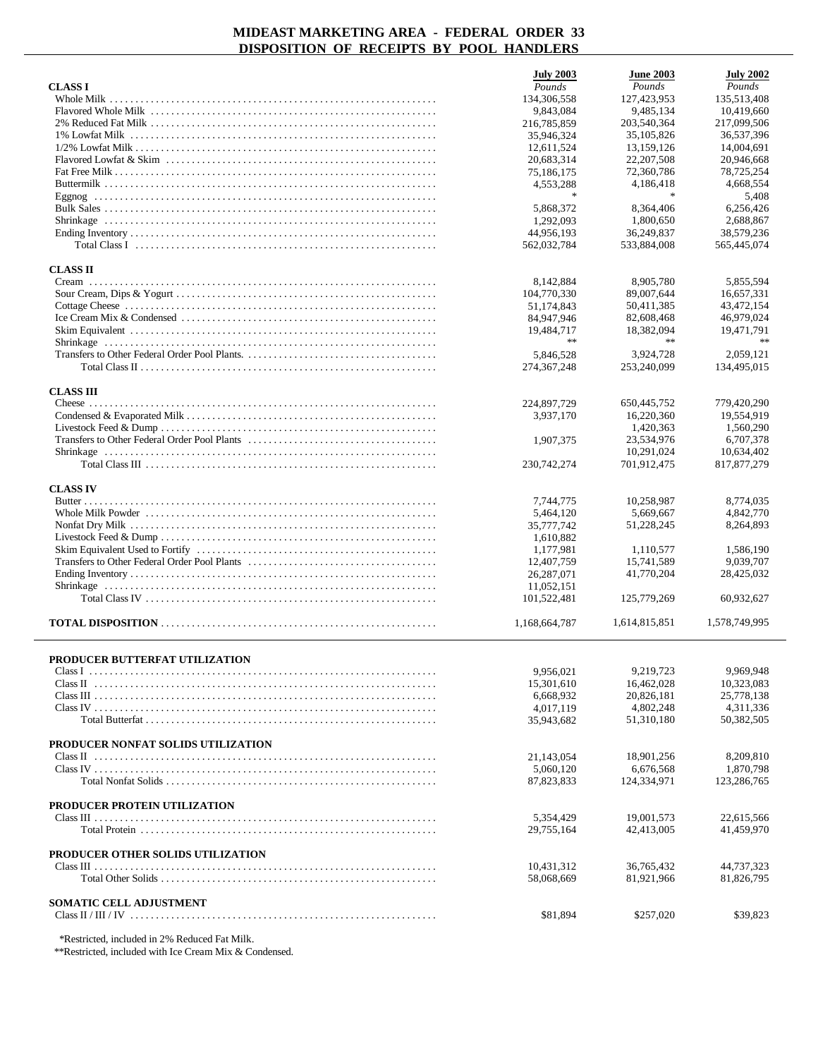# MIDEAST MARKETING AREA - FEDERAL ORDER 33
## DISPOSITION OF RECEIPTS BY POOL HANDLERS

| | July 2003 | June 2003 | July 2002 |
|---|---|---|---|
| | *Pounds* | *Pounds* | *Pounds* |
| **CLASS I** | | | |
| Whole Milk | 134,306,558 | 127,423,953 | 135,513,408 |
| Flavored Whole Milk | 9,843,084 | 9,485,134 | 10,419,660 |
| 2% Reduced Fat Milk | 216,785,859 | 203,540,364 | 217,099,506 |
| 1% Lowfat Milk | 35,946,324 | 35,105,826 | 36,537,396 |
| 1/2% Lowfat Milk | 12,611,524 | 13,159,126 | 14,004,691 |
| Flavored Lowfat & Skim | 20,683,314 | 22,207,508 | 20,946,668 |
| Fat Free Milk | 75,186,175 | 72,360,786 | 78,725,254 |
| Buttermilk | 4,553,288 | 4,186,418 | 4,668,554 |
| Eggnog | * | * | 5,408 |
| Bulk Sales | 5,868,372 | 8,364,406 | 6,256,426 |
| Shrinkage | 1,292,093 | 1,800,650 | 2,688,867 |
| Ending Inventory | 44,956,193 | 36,249,837 | 38,579,236 |
| Total Class I | 562,032,784 | 533,884,008 | 565,445,074 |
| **CLASS II** | | | |
| Cream | 8,142,884 | 8,905,780 | 5,855,594 |
| Sour Cream, Dips & Yogurt | 104,770,330 | 89,007,644 | 16,657,331 |
| Cottage Cheese | 51,174,843 | 50,411,385 | 43,472,154 |
| Ice Cream Mix & Condensed | 84,947,946 | 82,608,468 | 46,979,024 |
| Skim Equivalent | 19,484,717 | 18,382,094 | 19,471,791 |
| Shrinkage | ** | ** | ** |
| Transfers to Other Federal Order Pool Plants. | 5,846,528 | 3,924,728 | 2,059,121 |
| Total Class II | 274,367,248 | 253,240,099 | 134,495,015 |
| **CLASS III** | | | |
| Cheese | 224,897,729 | 650,445,752 | 779,420,290 |
| Condensed & Evaporated Milk | 3,937,170 | 16,220,360 | 19,554,919 |
| Livestock Feed & Dump | | 1,420,363 | 1,560,290 |
| Transfers to Other Federal Order Pool Plants | 1,907,375 | 23,534,976 | 6,707,378 |
| Shrinkage | | 10,291,024 | 10,634,402 |
| Total Class III | 230,742,274 | 701,912,475 | 817,877,279 |
| **CLASS IV** | | | |
| Butter | 7,744,775 | 10,258,987 | 8,774,035 |
| Whole Milk Powder | 5,464,120 | 5,669,667 | 4,842,770 |
| Nonfat Dry Milk | 35,777,742 | 51,228,245 | 8,264,893 |
| Livestock Feed & Dump | 1,610,882 | | |
| Skim Equivalent Used to Fortify | 1,177,981 | 1,110,577 | 1,586,190 |
| Transfers to Other Federal Order Pool Plants | 12,407,759 | 15,741,589 | 9,039,707 |
| Ending Inventory | 26,287,071 | 41,770,204 | 28,425,032 |
| Shrinkage | 11,052,151 | | |
| Total Class IV | 101,522,481 | 125,779,269 | 60,932,627 |
| **TOTAL DISPOSITION** | 1,168,664,787 | 1,614,815,851 | 1,578,749,995 |

| | July 2003 | June 2003 | July 2002 |
|---|---|---|---|
| **PRODUCER BUTTERFAT UTILIZATION** | | | |
| Class I | 9,956,021 | 9,219,723 | 9,969,948 |
| Class II | 15,301,610 | 16,462,028 | 10,323,083 |
| Class III | 6,668,932 | 20,826,181 | 25,778,138 |
| Class IV | 4,017,119 | 4,802,248 | 4,311,336 |
| Total Butterfat | 35,943,682 | 51,310,180 | 50,382,505 |
| **PRODUCER NONFAT SOLIDS UTILIZATION** | | | |
| Class II | 21,143,054 | 18,901,256 | 8,209,810 |
| Class IV | 5,060,120 | 6,676,568 | 1,870,798 |
| Total Nonfat Solids | 87,823,833 | 124,334,971 | 123,286,765 |
| **PRODUCER PROTEIN UTILIZATION** | | | |
| Class III | 5,354,429 | 19,001,573 | 22,615,566 |
| Total Protein | 29,755,164 | 42,413,005 | 41,459,970 |
| **PRODUCER OTHER SOLIDS UTILIZATION** | | | |
| Class III | 10,431,312 | 36,765,432 | 44,737,323 |
| Total Other Solids | 58,068,669 | 81,921,966 | 81,826,795 |
| **SOMATIC CELL ADJUSTMENT** | | | |
| Class II / III / IV | $81,894 | $257,020 | $39,823 |

*Restricted, included in 2% Reduced Fat Milk.

**Restricted, included with Ice Cream Mix & Condensed.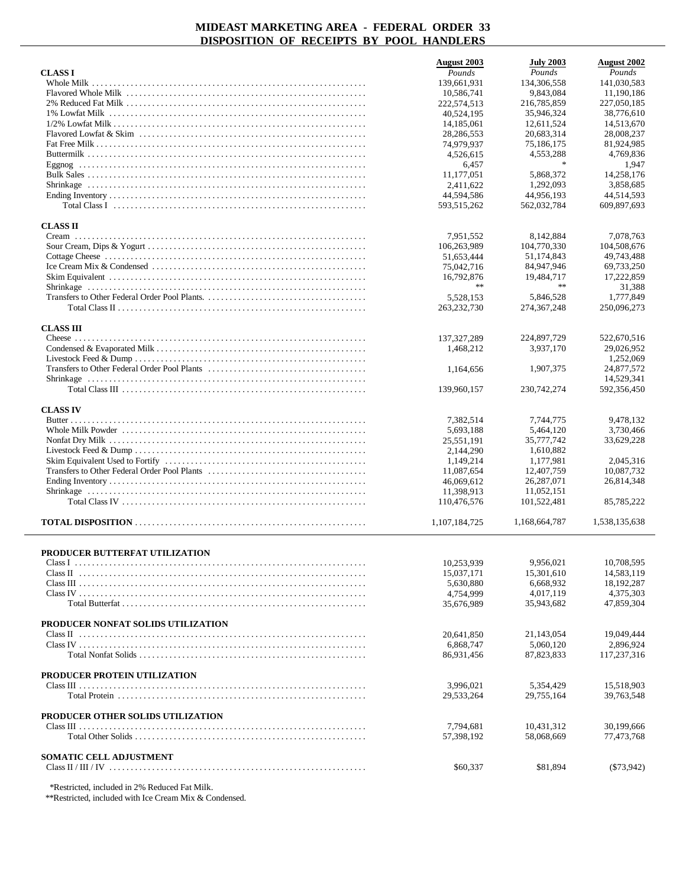# MIDEAST MARKETING AREA - FEDERAL ORDER 33
## DISPOSITION OF RECEIPTS BY POOL HANDLERS

| | August 2003 | July 2003 | August 2002 |
|---|---|---|---|
| **CLASS I** | *Pounds* | *Pounds* | *Pounds* |
| Whole Milk | 139,661,931 | 134,306,558 | 141,030,583 |
| Flavored Whole Milk | 10,586,741 | 9,843,084 | 11,190,186 |
| 2% Reduced Fat Milk | 222,574,513 | 216,785,859 | 227,050,185 |
| 1% Lowfat Milk | 40,524,195 | 35,946,324 | 38,776,610 |
| 1/2% Lowfat Milk | 14,185,061 | 12,611,524 | 14,513,670 |
| Flavored Lowfat & Skim | 28,286,553 | 20,683,314 | 28,008,237 |
| Fat Free Milk | 74,979,937 | 75,186,175 | 81,924,985 |
| Buttermilk | 4,526,615 | 4,553,288 | 4,769,836 |
| Eggnog | 6,457 | * | 1,947 |
| Bulk Sales | 11,177,051 | 5,868,372 | 14,258,176 |
| Shrinkage | 2,411,622 | 1,292,093 | 3,858,685 |
| Ending Inventory | 44,594,586 | 44,956,193 | 44,514,593 |
| Total Class I | 593,515,262 | 562,032,784 | 609,897,693 |
| **CLASS II** | | | |
| Cream | 7,951,552 | 8,142,884 | 7,078,763 |
| Sour Cream, Dips & Yogurt | 106,263,989 | 104,770,330 | 104,508,676 |
| Cottage Cheese | 51,653,444 | 51,174,843 | 49,743,488 |
| Ice Cream Mix & Condensed | 75,042,716 | 84,947,946 | 69,733,250 |
| Skim Equivalent | 16,792,876 | 19,484,717 | 17,222,859 |
| Shrinkage | ** | ** | 31,388 |
| Transfers to Other Federal Order Pool Plants. | 5,528,153 | 5,846,528 | 1,777,849 |
| Total Class II | 263,232,730 | 274,367,248 | 250,096,273 |
| **CLASS III** | | | |
| Cheese | 137,327,289 | 224,897,729 | 522,670,516 |
| Condensed & Evaporated Milk | 1,468,212 | 3,937,170 | 29,026,952 |
| Livestock Feed & Dump | | | 1,252,069 |
| Transfers to Other Federal Order Pool Plants | 1,164,656 | 1,907,375 | 24,877,572 |
| Shrinkage | | | 14,529,341 |
| Total Class III | 139,960,157 | 230,742,274 | 592,356,450 |
| **CLASS IV** | | | |
| Butter | 7,382,514 | 7,744,775 | 9,478,132 |
| Whole Milk Powder | 5,693,188 | 5,464,120 | 3,730,466 |
| Nonfat Dry Milk | 25,551,191 | 35,777,742 | 33,629,228 |
| Livestock Feed & Dump | 2,144,290 | 1,610,882 | |
| Skim Equivalent Used to Fortify | 1,149,214 | 1,177,981 | 2,045,316 |
| Transfers to Other Federal Order Pool Plants | 11,087,654 | 12,407,759 | 10,087,732 |
| Ending Inventory | 46,069,612 | 26,287,071 | 26,814,348 |
| Shrinkage | 11,398,913 | 11,052,151 | |
| Total Class IV | 110,476,576 | 101,522,481 | 85,785,222 |
| **TOTAL DISPOSITION** | 1,107,184,725 | 1,168,664,787 | 1,538,135,638 |

| | August 2003 | July 2003 | August 2002 |
|---|---|---|---|
| **PRODUCER BUTTERFAT UTILIZATION** | | | |
| Class I | 10,253,939 | 9,956,021 | 10,708,595 |
| Class II | 15,037,171 | 15,301,610 | 14,583,119 |
| Class III | 5,630,880 | 6,668,932 | 18,192,287 |
| Class IV | 4,754,999 | 4,017,119 | 4,375,303 |
| Total Butterfat | 35,676,989 | 35,943,682 | 47,859,304 |
| **PRODUCER NONFAT SOLIDS UTILIZATION** | | | |
| Class II | 20,641,850 | 21,143,054 | 19,049,444 |
| Class IV | 6,868,747 | 5,060,120 | 2,896,924 |
| Total Nonfat Solids | 86,931,456 | 87,823,833 | 117,237,316 |
| **PRODUCER PROTEIN UTILIZATION** | | | |
| Class III | 3,996,021 | 5,354,429 | 15,518,903 |
| Total Protein | 29,533,264 | 29,755,164 | 39,763,548 |
| **PRODUCER OTHER SOLIDS UTILIZATION** | | | |
| Class III | 7,794,681 | 10,431,312 | 30,199,666 |
| Total Other Solids | 57,398,192 | 58,068,669 | 77,473,768 |
| **SOMATIC CELL ADJUSTMENT** | | | |
| Class II / III / IV | $60,337 | $81,894 | ($73,942) |

*Restricted, included in 2% Reduced Fat Milk.

**Restricted, included with Ice Cream Mix & Condensed.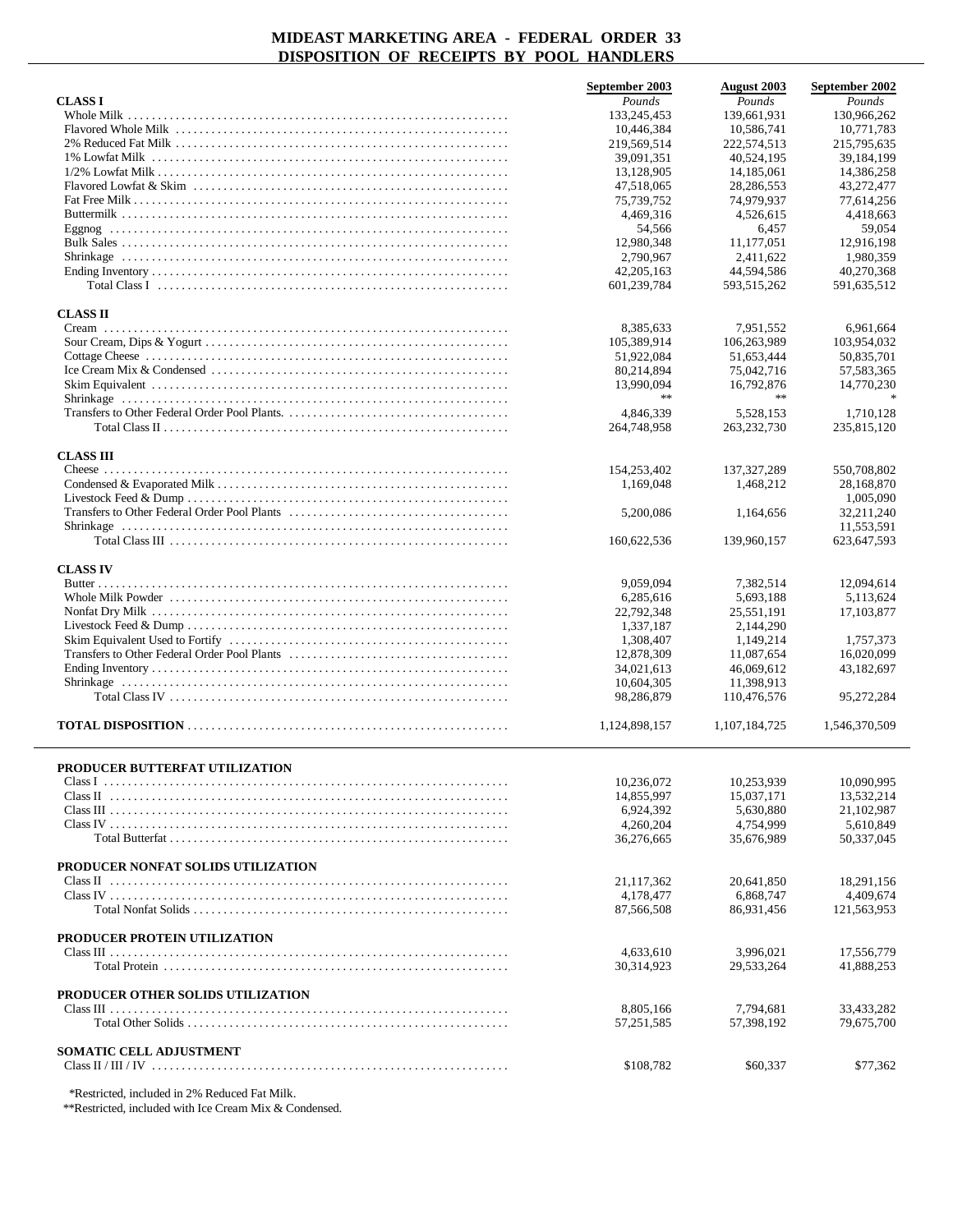# MIDEAST MARKETING AREA - FEDERAL ORDER 33
## DISPOSITION OF RECEIPTS BY POOL HANDLERS

| | September 2003 | August 2003 | September 2002 |
|---|---|---|---|
| | *Pounds* | *Pounds* | *Pounds* |
| **CLASS I** | | | |
| Whole Milk | 133,245,453 | 139,661,931 | 130,966,262 |
| Flavored Whole Milk | 10,446,384 | 10,586,741 | 10,771,783 |
| 2% Reduced Fat Milk | 219,569,514 | 222,574,513 | 215,795,635 |
| 1% Lowfat Milk | 39,091,351 | 40,524,195 | 39,184,199 |
| 1/2% Lowfat Milk | 13,128,905 | 14,185,061 | 14,386,258 |
| Flavored Lowfat & Skim | 47,518,065 | 28,286,553 | 43,272,477 |
| Fat Free Milk | 75,739,752 | 74,979,937 | 77,614,256 |
| Buttermilk | 4,469,316 | 4,526,615 | 4,418,663 |
| Eggnog | 54,566 | 6,457 | 59,054 |
| Bulk Sales | 12,980,348 | 11,177,051 | 12,916,198 |
| Shrinkage | 2,790,967 | 2,411,622 | 1,980,359 |
| Ending Inventory | 42,205,163 | 44,594,586 | 40,270,368 |
| Total Class I | 601,239,784 | 593,515,262 | 591,635,512 |
| **CLASS II** | | | |
| Cream | 8,385,633 | 7,951,552 | 6,961,664 |
| Sour Cream, Dips & Yogurt | 105,389,914 | 106,263,989 | 103,954,032 |
| Cottage Cheese | 51,922,084 | 51,653,444 | 50,835,701 |
| Ice Cream Mix & Condensed | 80,214,894 | 75,042,716 | 57,583,365 |
| Skim Equivalent | 13,990,094 | 16,792,876 | 14,770,230 |
| Shrinkage | ** | ** | * |
| Transfers to Other Federal Order Pool Plants. | 4,846,339 | 5,528,153 | 1,710,128 |
| Total Class II | 264,748,958 | 263,232,730 | 235,815,120 |
| **CLASS III** | | | |
| Cheese | 154,253,402 | 137,327,289 | 550,708,802 |
| Condensed & Evaporated Milk | 1,169,048 | 1,468,212 | 28,168,870 |
| Livestock Feed & Dump | | | 1,005,090 |
| Transfers to Other Federal Order Pool Plants | 5,200,086 | 1,164,656 | 32,211,240 |
| Shrinkage | | | 11,553,591 |
| Total Class III | 160,622,536 | 139,960,157 | 623,647,593 |
| **CLASS IV** | | | |
| Butter | 9,059,094 | 7,382,514 | 12,094,614 |
| Whole Milk Powder | 6,285,616 | 5,693,188 | 5,113,624 |
| Nonfat Dry Milk | 22,792,348 | 25,551,191 | 17,103,877 |
| Livestock Feed & Dump | 1,337,187 | 2,144,290 | |
| Skim Equivalent Used to Fortify | 1,308,407 | 1,149,214 | 1,757,373 |
| Transfers to Other Federal Order Pool Plants | 12,878,309 | 11,087,654 | 16,020,099 |
| Ending Inventory | 34,021,613 | 46,069,612 | 43,182,697 |
| Shrinkage | 10,604,305 | 11,398,913 | |
| Total Class IV | 98,286,879 | 110,476,576 | 95,272,284 |
| **TOTAL DISPOSITION** | 1,124,898,157 | 1,107,184,725 | 1,546,370,509 |

| | September 2003 | August 2003 | September 2002 |
|---|---|---|---|
| **PRODUCER BUTTERFAT UTILIZATION** | | | |
| Class I | 10,236,072 | 10,253,939 | 10,090,995 |
| Class II | 14,855,997 | 15,037,171 | 13,532,214 |
| Class III | 6,924,392 | 5,630,880 | 21,102,987 |
| Class IV | 4,260,204 | 4,754,999 | 5,610,849 |
| Total Butterfat | 36,276,665 | 35,676,989 | 50,337,045 |
| **PRODUCER NONFAT SOLIDS UTILIZATION** | | | |
| Class II | 21,117,362 | 20,641,850 | 18,291,156 |
| Class IV | 4,178,477 | 6,868,747 | 4,409,674 |
| Total Nonfat Solids | 87,566,508 | 86,931,456 | 121,563,953 |
| **PRODUCER PROTEIN UTILIZATION** | | | |
| Class III | 4,633,610 | 3,996,021 | 17,556,779 |
| Total Protein | 30,314,923 | 29,533,264 | 41,888,253 |
| **PRODUCER OTHER SOLIDS UTILIZATION** | | | |
| Class III | 8,805,166 | 7,794,681 | 33,433,282 |
| Total Other Solids | 57,251,585 | 57,398,192 | 79,675,700 |
| **SOMATIC CELL ADJUSTMENT** | | | |
| Class II / III / IV | $108,782 | $60,337 | $77,362 |

*Restricted, included in 2% Reduced Fat Milk.
**Restricted, included with Ice Cream Mix & Condensed.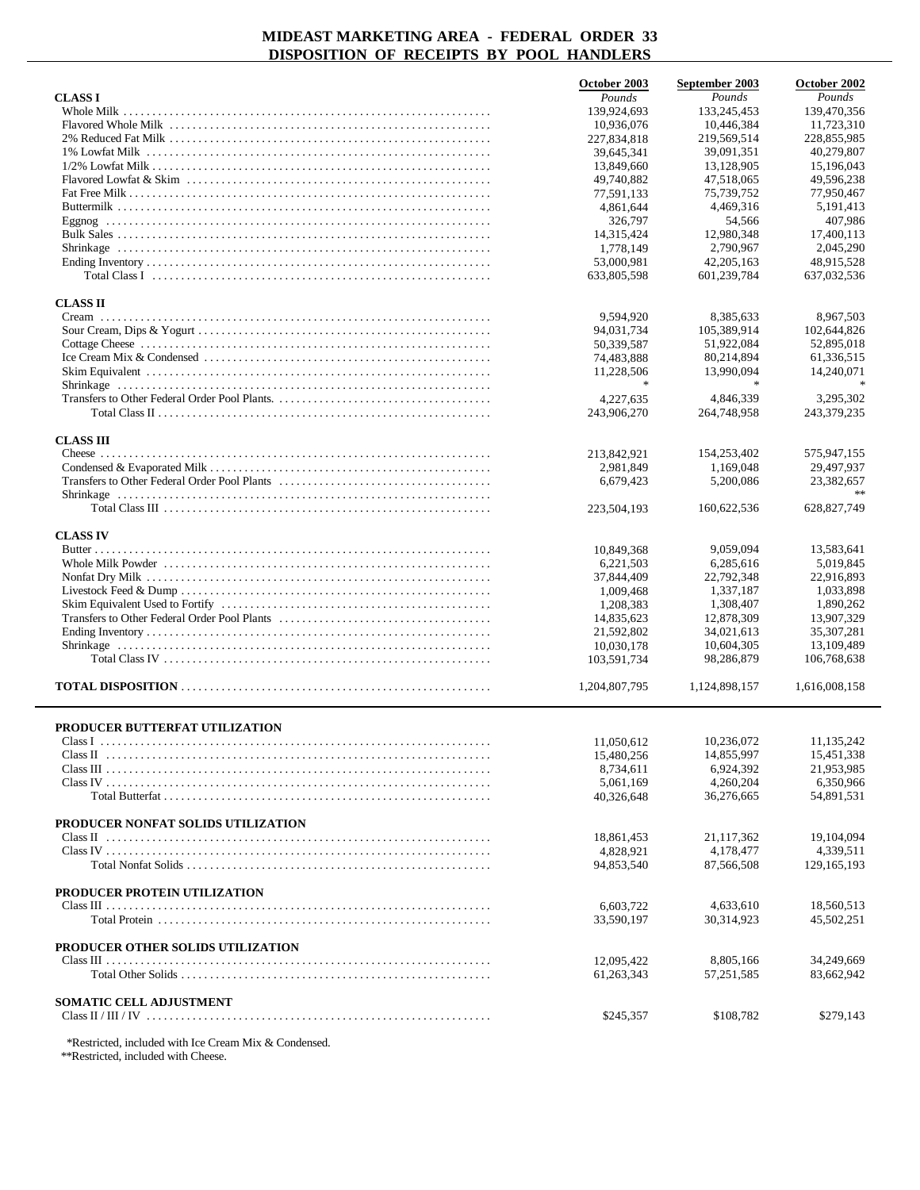# MIDEAST MARKETING AREA - FEDERAL ORDER 33
## DISPOSITION OF RECEIPTS BY POOL HANDLERS

| | October 2003 | September 2003 | October 2002 |
|---|---|---|---|
| | *Pounds* | *Pounds* | *Pounds* |
| **CLASS I** | | | |
| Whole Milk | 139,924,693 | 133,245,453 | 139,470,356 |
| Flavored Whole Milk | 10,936,076 | 10,446,384 | 11,723,310 |
| 2% Reduced Fat Milk | 227,834,818 | 219,569,514 | 228,855,985 |
| 1% Lowfat Milk | 39,645,341 | 39,091,351 | 40,279,807 |
| 1/2% Lowfat Milk | 13,849,660 | 13,128,905 | 15,196,043 |
| Flavored Lowfat & Skim | 49,740,882 | 47,518,065 | 49,596,238 |
| Fat Free Milk | 77,591,133 | 75,739,752 | 77,950,467 |
| Buttermilk | 4,861,644 | 4,469,316 | 5,191,413 |
| Eggnog | 326,797 | 54,566 | 407,986 |
| Bulk Sales | 14,315,424 | 12,980,348 | 17,400,113 |
| Shrinkage | 1,778,149 | 2,790,967 | 2,045,290 |
| Ending Inventory | 53,000,981 | 42,205,163 | 48,915,528 |
| Total Class I | 633,805,598 | 601,239,784 | 637,032,536 |
| **CLASS II** | | | |
| Cream | 9,594,920 | 8,385,633 | 8,967,503 |
| Sour Cream, Dips & Yogurt | 94,031,734 | 105,389,914 | 102,644,826 |
| Cottage Cheese | 50,339,587 | 51,922,084 | 52,895,018 |
| Ice Cream Mix & Condensed | 74,483,888 | 80,214,894 | 61,336,515 |
| Skim Equivalent | 11,228,506 | 13,990,094 | 14,240,071 |
| Shrinkage | * | * | * |
| Transfers to Other Federal Order Pool Plants. | 4,227,635 | 4,846,339 | 3,295,302 |
| Total Class II | 243,906,270 | 264,748,958 | 243,379,235 |
| **CLASS III** | | | |
| Cheese | 213,842,921 | 154,253,402 | 575,947,155 |
| Condensed & Evaporated Milk | 2,981,849 | 1,169,048 | 29,497,937 |
| Transfers to Other Federal Order Pool Plants | 6,679,423 | 5,200,086 | 23,382,657 |
| Shrinkage | | | ** |
| Total Class III | 223,504,193 | 160,622,536 | 628,827,749 |
| **CLASS IV** | | | |
| Butter | 10,849,368 | 9,059,094 | 13,583,641 |
| Whole Milk Powder | 6,221,503 | 6,285,616 | 5,019,845 |
| Nonfat Dry Milk | 37,844,409 | 22,792,348 | 22,916,893 |
| Livestock Feed & Dump | 1,009,468 | 1,337,187 | 1,033,898 |
| Skim Equivalent Used to Fortify | 1,208,383 | 1,308,407 | 1,890,262 |
| Transfers to Other Federal Order Pool Plants | 14,835,623 | 12,878,309 | 13,907,329 |
| Ending Inventory | 21,592,802 | 34,021,613 | 35,307,281 |
| Shrinkage | 10,030,178 | 10,604,305 | 13,109,489 |
| Total Class IV | 103,591,734 | 98,286,879 | 106,768,638 |
| **TOTAL DISPOSITION** | 1,204,807,795 | 1,124,898,157 | 1,616,008,158 |

| | October 2003 | September 2003 | October 2002 |
|---|---|---|---|
| **PRODUCER BUTTERFAT UTILIZATION** | | | |
| Class I | 11,050,612 | 10,236,072 | 11,135,242 |
| Class II | 15,480,256 | 14,855,997 | 15,451,338 |
| Class III | 8,734,611 | 6,924,392 | 21,953,985 |
| Class IV | 5,061,169 | 4,260,204 | 6,350,966 |
| Total Butterfat | 40,326,648 | 36,276,665 | 54,891,531 |
| **PRODUCER NONFAT SOLIDS UTILIZATION** | | | |
| Class II | 18,861,453 | 21,117,362 | 19,104,094 |
| Class IV | 4,828,921 | 4,178,477 | 4,339,511 |
| Total Nonfat Solids | 94,853,540 | 87,566,508 | 129,165,193 |
| **PRODUCER PROTEIN UTILIZATION** | | | |
| Class III | 6,603,722 | 4,633,610 | 18,560,513 |
| Total Protein | 33,590,197 | 30,314,923 | 45,502,251 |
| **PRODUCER OTHER SOLIDS UTILIZATION** | | | |
| Class III | 12,095,422 | 8,805,166 | 34,249,669 |
| Total Other Solids | 61,263,343 | 57,251,585 | 83,662,942 |
| **SOMATIC CELL ADJUSTMENT** | | | |
| Class II / III / IV | $245,357 | $108,782 | $279,143 |

*Restricted, included with Ice Cream Mix & Condensed.
**Restricted, included with Cheese.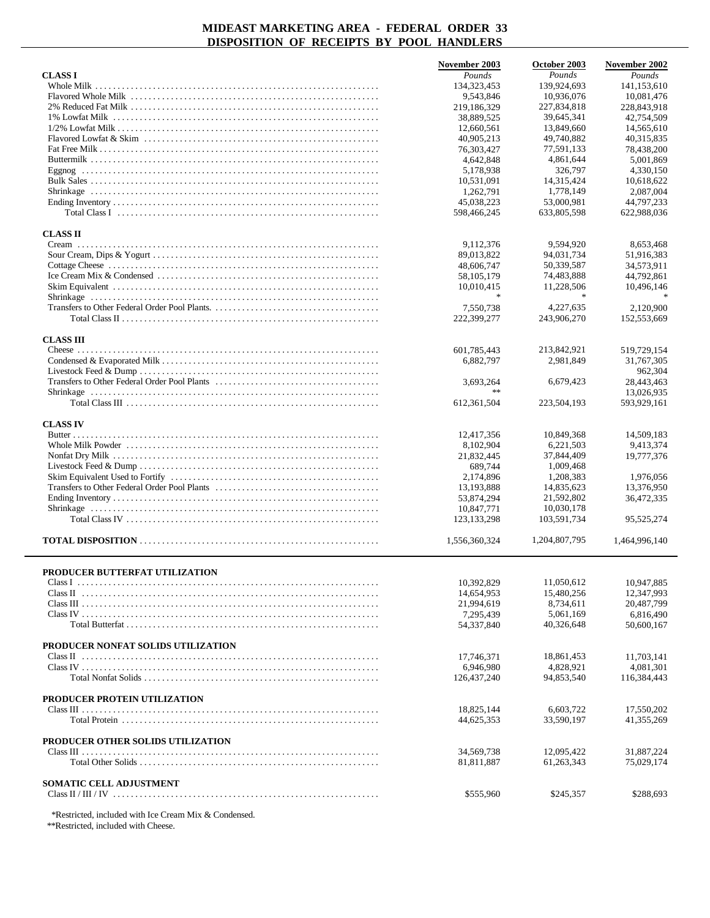# MIDEAST MARKETING AREA - FEDERAL ORDER 33
## DISPOSITION OF RECEIPTS BY POOL HANDLERS

| | November 2003 | October 2003 | November 2002 |
|---|---|---|---|
| | *Pounds* | *Pounds* | *Pounds* |
| **CLASS I** | | | |
| Whole Milk | 134,323,453 | 139,924,693 | 141,153,610 |
| Flavored Whole Milk | 9,543,846 | 10,936,076 | 10,081,476 |
| 2% Reduced Fat Milk | 219,186,329 | 227,834,818 | 228,843,918 |
| 1% Lowfat Milk | 38,889,525 | 39,645,341 | 42,754,509 |
| 1/2% Lowfat Milk | 12,660,561 | 13,849,660 | 14,565,610 |
| Flavored Lowfat & Skim | 40,905,213 | 49,740,882 | 40,315,835 |
| Fat Free Milk | 76,303,427 | 77,591,133 | 78,438,200 |
| Buttermilk | 4,642,848 | 4,861,644 | 5,001,869 |
| Eggnog | 5,178,938 | 326,797 | 4,330,150 |
| Bulk Sales | 10,531,091 | 14,315,424 | 10,618,622 |
| Shrinkage | 1,262,791 | 1,778,149 | 2,087,004 |
| Ending Inventory | 45,038,223 | 53,000,981 | 44,797,233 |
| Total Class I | 598,466,245 | 633,805,598 | 622,988,036 |
| **CLASS II** | | | |
| Cream | 9,112,376 | 9,594,920 | 8,653,468 |
| Sour Cream, Dips & Yogurt | 89,013,822 | 94,031,734 | 51,916,383 |
| Cottage Cheese | 48,606,747 | 50,339,587 | 34,573,911 |
| Ice Cream Mix & Condensed | 58,105,179 | 74,483,888 | 44,792,861 |
| Skim Equivalent | 10,010,415 | 11,228,506 | 10,496,146 |
| Shrinkage | * | * | * |
| Transfers to Other Federal Order Pool Plants. | 7,550,738 | 4,227,635 | 2,120,900 |
| Total Class II | 222,399,277 | 243,906,270 | 152,553,669 |
| **CLASS III** | | | |
| Cheese | 601,785,443 | 213,842,921 | 519,729,154 |
| Condensed & Evaporated Milk | 6,882,797 | 2,981,849 | 31,767,305 |
| Livestock Feed & Dump | | | 962,304 |
| Transfers to Other Federal Order Pool Plants | 3,693,264 | 6,679,423 | 28,443,463 |
| Shrinkage | ** | | 13,026,935 |
| Total Class III | 612,361,504 | 223,504,193 | 593,929,161 |
| **CLASS IV** | | | |
| Butter | 12,417,356 | 10,849,368 | 14,509,183 |
| Whole Milk Powder | 8,102,904 | 6,221,503 | 9,413,374 |
| Nonfat Dry Milk | 21,832,445 | 37,844,409 | 19,777,376 |
| Livestock Feed & Dump | 689,744 | 1,009,468 | |
| Skim Equivalent Used to Fortify | 2,174,896 | 1,208,383 | 1,976,056 |
| Transfers to Other Federal Order Pool Plants | 13,193,888 | 14,835,623 | 13,376,950 |
| Ending Inventory | 53,874,294 | 21,592,802 | 36,472,335 |
| Shrinkage | 10,847,771 | 10,030,178 | |
| Total Class IV | 123,133,298 | 103,591,734 | 95,525,274 |
| **TOTAL DISPOSITION** | 1,556,360,324 | 1,204,807,795 | 1,464,996,140 |

| | November 2003 | October 2003 | November 2002 |
|---|---|---|---|
| **PRODUCER BUTTERFAT UTILIZATION** | | | |
| Class I | 10,392,829 | 11,050,612 | 10,947,885 |
| Class II | 14,654,953 | 15,480,256 | 12,347,993 |
| Class III | 21,994,619 | 8,734,611 | 20,487,799 |
| Class IV | 7,295,439 | 5,061,169 | 6,816,490 |
| Total Butterfat | 54,337,840 | 40,326,648 | 50,600,167 |
| **PRODUCER NONFAT SOLIDS UTILIZATION** | | | |
| Class II | 17,746,371 | 18,861,453 | 11,703,141 |
| Class IV | 6,946,980 | 4,828,921 | 4,081,301 |
| Total Nonfat Solids | 126,437,240 | 94,853,540 | 116,384,443 |
| **PRODUCER PROTEIN UTILIZATION** | | | |
| Class III | 18,825,144 | 6,603,722 | 17,550,202 |
| Total Protein | 44,625,353 | 33,590,197 | 41,355,269 |
| **PRODUCER OTHER SOLIDS UTILIZATION** | | | |
| Class III | 34,569,738 | 12,095,422 | 31,887,224 |
| Total Other Solids | 81,811,887 | 61,263,343 | 75,029,174 |
| **SOMATIC CELL ADJUSTMENT** | | | |
| Class II / III / IV | $555,960 | $245,357 | $288,693 |

*Restricted, included with Ice Cream Mix & Condensed.
**Restricted, included with Cheese.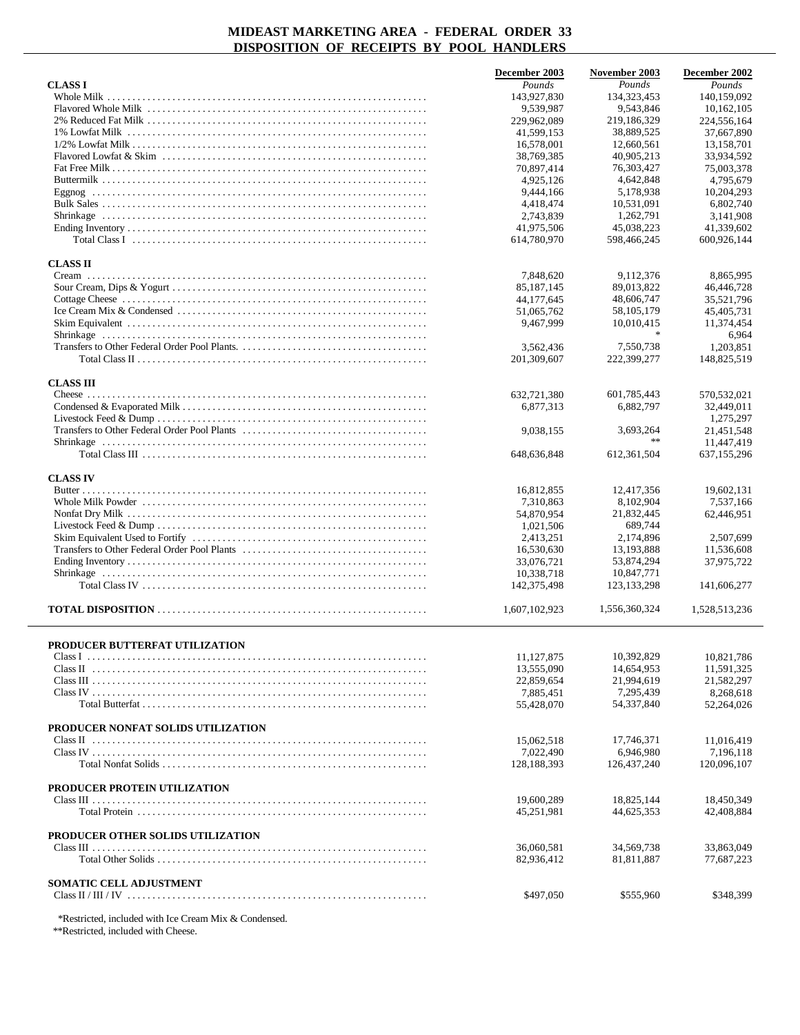# MIDEAST MARKETING AREA - FEDERAL ORDER 33
## DISPOSITION OF RECEIPTS BY POOL HANDLERS

| | December 2003 | November 2003 | December 2002 |
|---|---|---|---|
| | Pounds | Pounds | Pounds |
| **CLASS I** | | | |
| Whole Milk | 143,927,830 | 134,323,453 | 140,159,092 |
| Flavored Whole Milk | 9,539,987 | 9,543,846 | 10,162,105 |
| 2% Reduced Fat Milk | 229,962,089 | 219,186,329 | 224,556,164 |
| 1% Lowfat Milk | 41,599,153 | 38,889,525 | 37,667,890 |
| 1/2% Lowfat Milk | 16,578,001 | 12,660,561 | 13,158,701 |
| Flavored Lowfat & Skim | 38,769,385 | 40,905,213 | 33,934,592 |
| Fat Free Milk | 70,897,414 | 76,303,427 | 75,003,378 |
| Buttermilk | 4,925,126 | 4,642,848 | 4,795,679 |
| Eggnog | 9,444,166 | 5,178,938 | 10,204,293 |
| Bulk Sales | 4,418,474 | 10,531,091 | 6,802,740 |
| Shrinkage | 2,743,839 | 1,262,791 | 3,141,908 |
| Ending Inventory | 41,975,506 | 45,038,223 | 41,339,602 |
| Total Class I | 614,780,970 | 598,466,245 | 600,926,144 |
| **CLASS II** | | | |
| Cream | 7,848,620 | 9,112,376 | 8,865,995 |
| Sour Cream, Dips & Yogurt | 85,187,145 | 89,013,822 | 46,446,728 |
| Cottage Cheese | 44,177,645 | 48,606,747 | 35,521,796 |
| Ice Cream Mix & Condensed | 51,065,762 | 58,105,179 | 45,405,731 |
| Skim Equivalent | 9,467,999 | 10,010,415 | 11,374,454 |
| Shrinkage | | * | 6,964 |
| Transfers to Other Federal Order Pool Plants. | 3,562,436 | 7,550,738 | 1,203,851 |
| Total Class II | 201,309,607 | 222,399,277 | 148,825,519 |
| **CLASS III** | | | |
| Cheese | 632,721,380 | 601,785,443 | 570,532,021 |
| Condensed & Evaporated Milk | 6,877,313 | 6,882,797 | 32,449,011 |
| Livestock Feed & Dump | | | 1,275,297 |
| Transfers to Other Federal Order Pool Plants | 9,038,155 | 3,693,264 | 21,451,548 |
| Shrinkage | | ** | 11,447,419 |
| Total Class III | 648,636,848 | 612,361,504 | 637,155,296 |
| **CLASS IV** | | | |
| Butter | 16,812,855 | 12,417,356 | 19,602,131 |
| Whole Milk Powder | 7,310,863 | 8,102,904 | 7,537,166 |
| Nonfat Dry Milk | 54,870,954 | 21,832,445 | 62,446,951 |
| Livestock Feed & Dump | 1,021,506 | 689,744 | |
| Skim Equivalent Used to Fortify | 2,413,251 | 2,174,896 | 2,507,699 |
| Transfers to Other Federal Order Pool Plants | 16,530,630 | 13,193,888 | 11,536,608 |
| Ending Inventory | 33,076,721 | 53,874,294 | 37,975,722 |
| Shrinkage | 10,338,718 | 10,847,771 | |
| Total Class IV | 142,375,498 | 123,133,298 | 141,606,277 |
| **TOTAL DISPOSITION** | 1,607,102,923 | 1,556,360,324 | 1,528,513,236 |

| | December 2003 | November 2003 | December 2002 |
|---|---|---|---|
| **PRODUCER BUTTERFAT UTILIZATION** | | | |
| Class I | 11,127,875 | 10,392,829 | 10,821,786 |
| Class II | 13,555,090 | 14,654,953 | 11,591,325 |
| Class III | 22,859,654 | 21,994,619 | 21,582,297 |
| Class IV | 7,885,451 | 7,295,439 | 8,268,618 |
| Total Butterfat | 55,428,070 | 54,337,840 | 52,264,026 |
| **PRODUCER NONFAT SOLIDS UTILIZATION** | | | |
| Class II | 15,062,518 | 17,746,371 | 11,016,419 |
| Class IV | 7,022,490 | 6,946,980 | 7,196,118 |
| Total Nonfat Solids | 128,188,393 | 126,437,240 | 120,096,107 |
| **PRODUCER PROTEIN UTILIZATION** | | | |
| Class III | 19,600,289 | 18,825,144 | 18,450,349 |
| Total Protein | 45,251,981 | 44,625,353 | 42,408,884 |
| **PRODUCER OTHER SOLIDS UTILIZATION** | | | |
| Class III | 36,060,581 | 34,569,738 | 33,863,049 |
| Total Other Solids | 82,936,412 | 81,811,887 | 77,687,223 |
| **SOMATIC CELL ADJUSTMENT** | | | |
| Class II / III / IV | $497,050 | $555,960 | $348,399 |

*Restricted, included with Ice Cream Mix & Condensed.
**Restricted, included with Cheese.